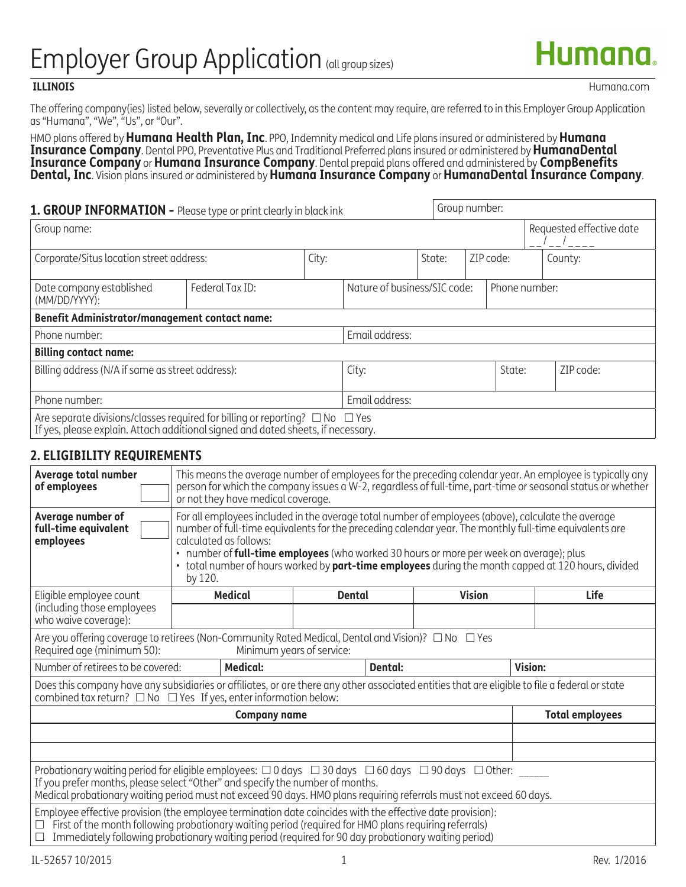# Employer Group Application (all group sizes)

Humana.

**ILLINOIS**

Humana.com

The offering company(ies) listed below, severally or collectively, as the content may require, are referred to in this Employer Group Application as "Humana", "We", "Us", or "Our".

HMO plans offered by **Humana Health Plan, Inc**. PPO, Indemnity medical and Life plans insured or administered by **Humana Insurance Company**. Dental PPO, Preventative Plus and Traditional Preferred plans insured or administered by **HumanaDental Insurance Company** or **Humana Insurance Company**. Dental prepaid plans offered and administered by **CompBenefits Dental, Inc**. Vision plans insured or administered by **Humana Insurance Company** or **HumanaDental Insurance Company**.

## 1. GROUP INFORMATION – Please type or print clearly in black ink

| | | | | | |
|---|---|---|---|---|---|
| Group number: | | | | | |
| Group name: | | | | | Requested effective date __/__/____ |
| Corporate/Situs location street address: | | City: | State: | ZIP code: | County: |
| Date company established (MM/DD/YYYY): | Federal Tax ID: | Nature of business/SIC code: | | Phone number: | |
| **Benefit Administrator/management contact name:** | | | | | |
| Phone number: | | Email address: | | | |
| **Billing contact name:** | | | | | |
| Billing address (N/A if same as street address): | | City: | | State: | ZIP code: |
| Phone number: | | Email address: | | | |

Are separate divisions/classes required for billing or reporting? ☐ No ☐ Yes
If yes, please explain. Attach additional signed and dated sheets, if necessary.

## 2. ELIGIBILITY REQUIREMENTS

| | |
|---|---|
| **Average total number of employees** ☐ | This means the average number of employees for the preceding calendar year. An employee is typically any person for which the company issues a W-2, regardless of full-time, part-time or seasonal status or whether or not they have medical coverage. |
| **Average number of full-time equivalent employees** ☐ | For all employees included in the average total number of employees (above), calculate the average number of full-time equivalents for the preceding calendar year. The monthly full-time equivalents are calculated as follows:<br>• number of **full-time employees** (who worked 30 hours or more per week on average); plus<br>• total number of hours worked by **part-time employees** during the month capped at 120 hours, divided by 120. |

| Eligible employee count (including those employees who waive coverage): | Medical | Dental | Vision | Life |
|---|---|---|---|---|
| | | | | |

Are you offering coverage to retirees (Non-Community Rated Medical, Dental and Vision)? ☐ No ☐ Yes
Required age (minimum 50): Minimum years of service:

| Number of retirees to be covered: | Medical: | Dental: | Vision: |
|---|---|---|---|

Does this company have any subsidiaries or affiliates, or are there any other associated entities that are eligible to file a federal or state combined tax return? ☐ No ☐ Yes If yes, enter information below:

| Company name | Total employees |
|---|---|
| | |
| | |

Probationary waiting period for eligible employees: ☐ 0 days ☐ 30 days ☐ 60 days ☐ 90 days ☐ Other: _____
If you prefer months, please select "Other" and specify the number of months.
Medical probationary waiting period must not exceed 90 days. HMO plans requiring referrals must not exceed 60 days.

Employee effective provision (the employee termination date coincides with the effective date provision):
☐ First of the month following probationary waiting period (required for HMO plans requiring referrals)
☐ Immediately following probationary waiting period (required for 90 day probationary waiting period)

IL-52657 10/2015 Rev. 1/2016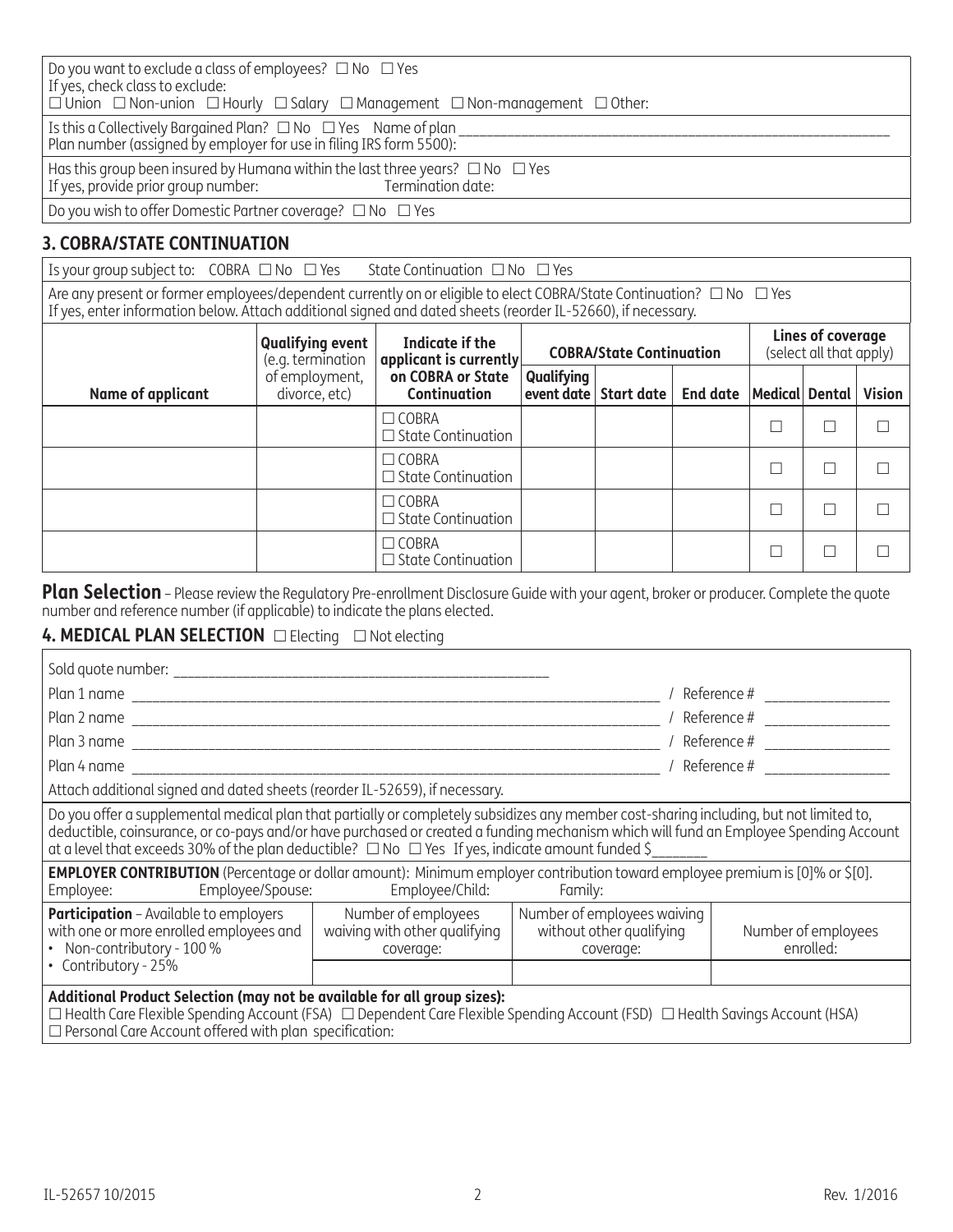Do you want to exclude a class of employees? ☐ No ☐ Yes
If yes, check class to exclude:
☐ Union ☐ Non-union ☐ Hourly ☐ Salary ☐ Management ☐ Non-management ☐ Other:

Is this a Collectively Bargained Plan? ☐ No ☐ Yes Name of plan ___________________________________________
Plan number (assigned by employer for use in filing IRS form 5500):

Has this group been insured by Humana within the last three years? ☐ No ☐ Yes
If yes, provide prior group number: Termination date:

Do you wish to offer Domestic Partner coverage? ☐ No ☐ Yes

## 3. COBRA/STATE CONTINUATION

Is your group subject to: COBRA ☐ No ☐ Yes State Continuation ☐ No ☐ Yes

Are any present or former employees/dependent currently on or eligible to elect COBRA/State Continuation? ☐ No ☐ Yes
If yes, enter information below. Attach additional signed and dated sheets (reorder IL-52660), if necessary.

| Name of applicant | Qualifying event (e.g. termination of employment, divorce, etc) | Indicate if the applicant is currently on COBRA or State Continuation | COBRA/State Continuation | | | Lines of coverage (select all that apply) | | |
|---|---|---|---|---|---|---|---|---|
| | | | Qualifying event date | Start date | End date | Medical | Dental | Vision |
| | | ☐ COBRA ☐ State Continuation | | | | ☐ | ☐ | ☐ |
| | | ☐ COBRA ☐ State Continuation | | | | ☐ | ☐ | ☐ |
| | | ☐ COBRA ☐ State Continuation | | | | ☐ | ☐ | ☐ |
| | | ☐ COBRA ☐ State Continuation | | | | ☐ | ☐ | ☐ |

**Plan Selection** – Please review the Regulatory Pre-enrollment Disclosure Guide with your agent, broker or producer. Complete the quote number and reference number (if applicable) to indicate the plans elected.

## 4. MEDICAL PLAN SELECTION ☐ Electing ☐ Not electing

Sold quote number: ___________________________________________

Plan 1 name ___________________________________________ / Reference # _______________

Plan 2 name ___________________________________________ / Reference # _______________

Plan 3 name ___________________________________________ / Reference # _______________

Plan 4 name ___________________________________________ / Reference # _______________

Attach additional signed and dated sheets (reorder IL-52659), if necessary.

Do you offer a supplemental medical plan that partially or completely subsidizes any member cost-sharing including, but not limited to, deductible, coinsurance, or co-pays and/or have purchased or created a funding mechanism which will fund an Employee Spending Account at a level that exceeds 30% of the plan deductible? ☐ No ☐ Yes If yes, indicate amount funded $_______

**EMPLOYER CONTRIBUTION** (Percentage or dollar amount): Minimum employer contribution toward employee premium is [0]% or $[0].
Employee: Employee/Spouse: Employee/Child: Family:

| **Participation** – Available to employers with one or more enrolled employees and • Non-contributory - 100 % • Contributory - 25% | Number of employees waiving with other qualifying coverage: | Number of employees waiving without other qualifying coverage: | Number of employees enrolled: |
|---|---|---|---|
| | | | |

**Additional Product Selection (may not be available for all group sizes):**
☐ Health Care Flexible Spending Account (FSA) ☐ Dependent Care Flexible Spending Account (FSD) ☐ Health Savings Account (HSA)
☐ Personal Care Account offered with plan specification:

IL-52657 10/2015 Rev. 1/2016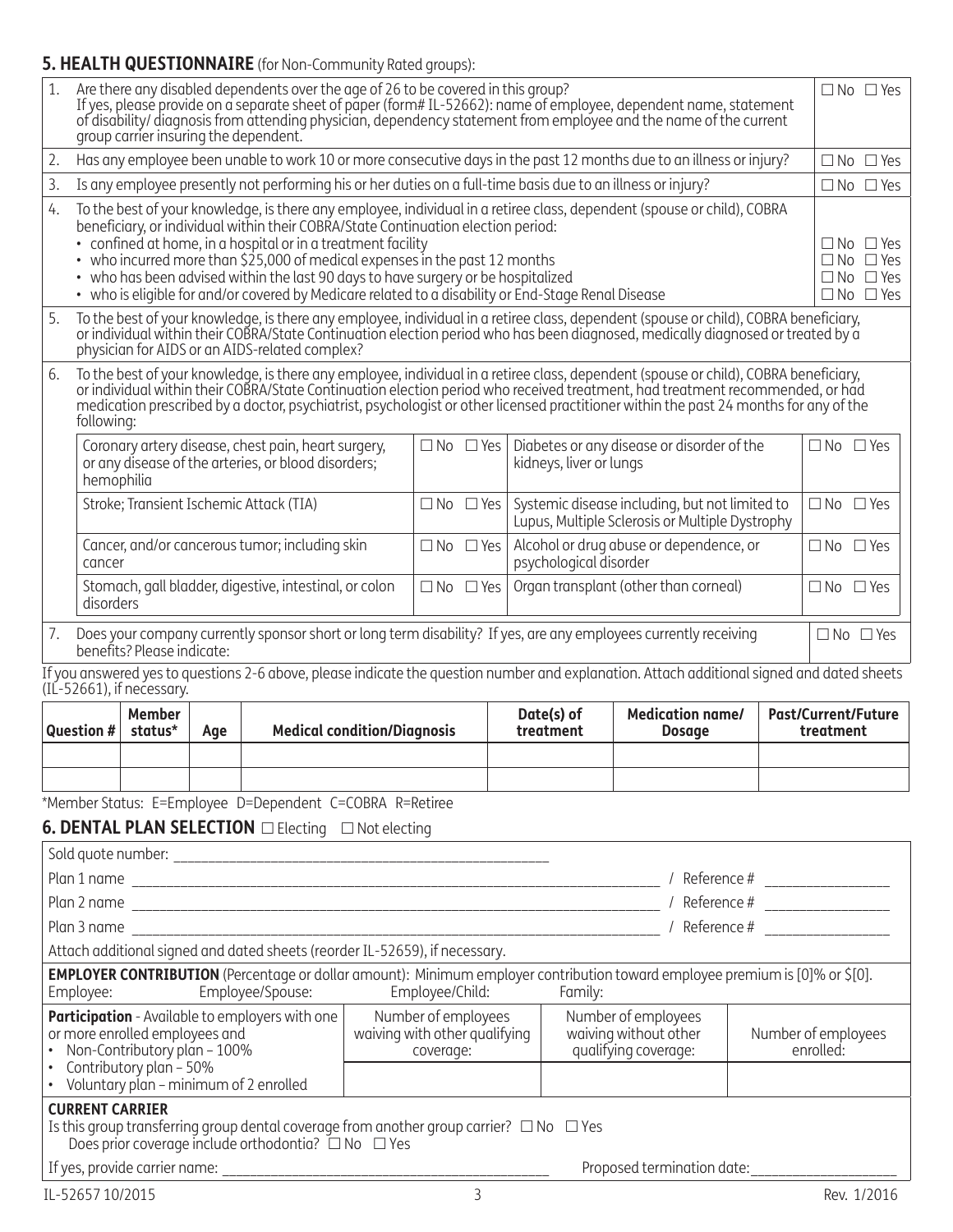## 5. HEALTH QUESTIONNAIRE (for Non-Community Rated groups):

| | | |
|---|---|---|
| 1. | Are there any disabled dependents over the age of 26 to be covered in this group? If yes, please provide on a separate sheet of paper (form# IL-52662): name of employee, dependent name, statement of disability/ diagnosis from attending physician, dependency statement from employee and the name of the current group carrier insuring the dependent. | ☐ No ☐ Yes |
| 2. | Has any employee been unable to work 10 or more consecutive days in the past 12 months due to an illness or injury? | ☐ No ☐ Yes |
| 3. | Is any employee presently not performing his or her duties on a full-time basis due to an illness or injury? | ☐ No ☐ Yes |
| 4. | To the best of your knowledge, is there any employee, individual in a retiree class, dependent (spouse or child), COBRA beneficiary, or individual within their COBRA/State Continuation election period:<br>• confined at home, in a hospital or in a treatment facility<br>• who incurred more than $25,000 of medical expenses in the past 12 months<br>• who has been advised within the last 90 days to have surgery or be hospitalized<br>• who is eligible for and/or covered by Medicare related to a disability or End-Stage Renal Disease | <br><br>☐ No ☐ Yes<br>☐ No ☐ Yes<br>☐ No ☐ Yes<br>☐ No ☐ Yes |
| 5. | To the best of your knowledge, is there any employee, individual in a retiree class, dependent (spouse or child), COBRA beneficiary, or individual within their COBRA/State Continuation election period who has been diagnosed, medically diagnosed or treated by a physician for AIDS or an AIDS-related complex? | |
| 6. | To the best of your knowledge, is there any employee, individual in a retiree class, dependent (spouse or child), COBRA beneficiary, or individual within their COBRA/State Continuation election period who received treatment, had treatment recommended, or had medication prescribed by a doctor, psychiatrist, psychologist or other licensed practitioner within the past 24 months for any of the following: | |

| Condition | | Condition | |
|---|---|---|---|
| Coronary artery disease, chest pain, heart surgery, or any disease of the arteries, or blood disorders; hemophilia | ☐ No ☐ Yes | Diabetes or any disease or disorder of the kidneys, liver or lungs | ☐ No ☐ Yes |
| Stroke; Transient Ischemic Attack (TIA) | ☐ No ☐ Yes | Systemic disease including, but not limited to Lupus, Multiple Sclerosis or Multiple Dystrophy | ☐ No ☐ Yes |
| Cancer, and/or cancerous tumor; including skin cancer | ☐ No ☐ Yes | Alcohol or drug abuse or dependence, or psychological disorder | ☐ No ☐ Yes |
| Stomach, gall bladder, digestive, intestinal, or colon disorders | ☐ No ☐ Yes | Organ transplant (other than corneal) | ☐ No ☐ Yes |

| | | |
|---|---|---|
| 7. | Does your company currently sponsor short or long term disability? If yes, are any employees currently receiving benefits? Please indicate: | ☐ No ☐ Yes |

If you answered yes to questions 2-6 above, please indicate the question number and explanation. Attach additional signed and dated sheets (IL-52661), if necessary.

| Question # | Member status* | Age | Medical condition/Diagnosis | Date(s) of treatment | Medication name/ Dosage | Past/Current/Future treatment |
|---|---|---|---|---|---|---|
| | | | | | | |
| | | | | | | |

*Member Status: E=Employee D=Dependent C=COBRA R=Retiree

## 6. DENTAL PLAN SELECTION ☐ Electing ☐ Not electing

Sold quote number: ______________________________

Plan 1 name ______________________________ / Reference # ______________

Plan 2 name ______________________________ / Reference # ______________

Plan 3 name ______________________________ / Reference # ______________

Attach additional signed and dated sheets (reorder IL-52659), if necessary.

**EMPLOYER CONTRIBUTION** (Percentage or dollar amount): Minimum employer contribution toward employee premium is [0]% or $[0].
Employee: Employee/Spouse: Employee/Child: Family:

| **Participation** - Available to employers with one or more enrolled employees and<br>• Non-Contributory plan – 100%<br>• Contributory plan – 50%<br>• Voluntary plan – minimum of 2 enrolled | Number of employees waiving with other qualifying coverage: | Number of employees waiving without other qualifying coverage: | Number of employees enrolled: |
|---|---|---|---|
| | | | |

**CURRENT CARRIER**

Is this group transferring group dental coverage from another group carrier? ☐ No ☐ Yes
Does prior coverage include orthodontia? ☐ No ☐ Yes

If yes, provide carrier name: ______________________________ Proposed termination date: ______________

IL-52657 10/2015 Rev. 1/2016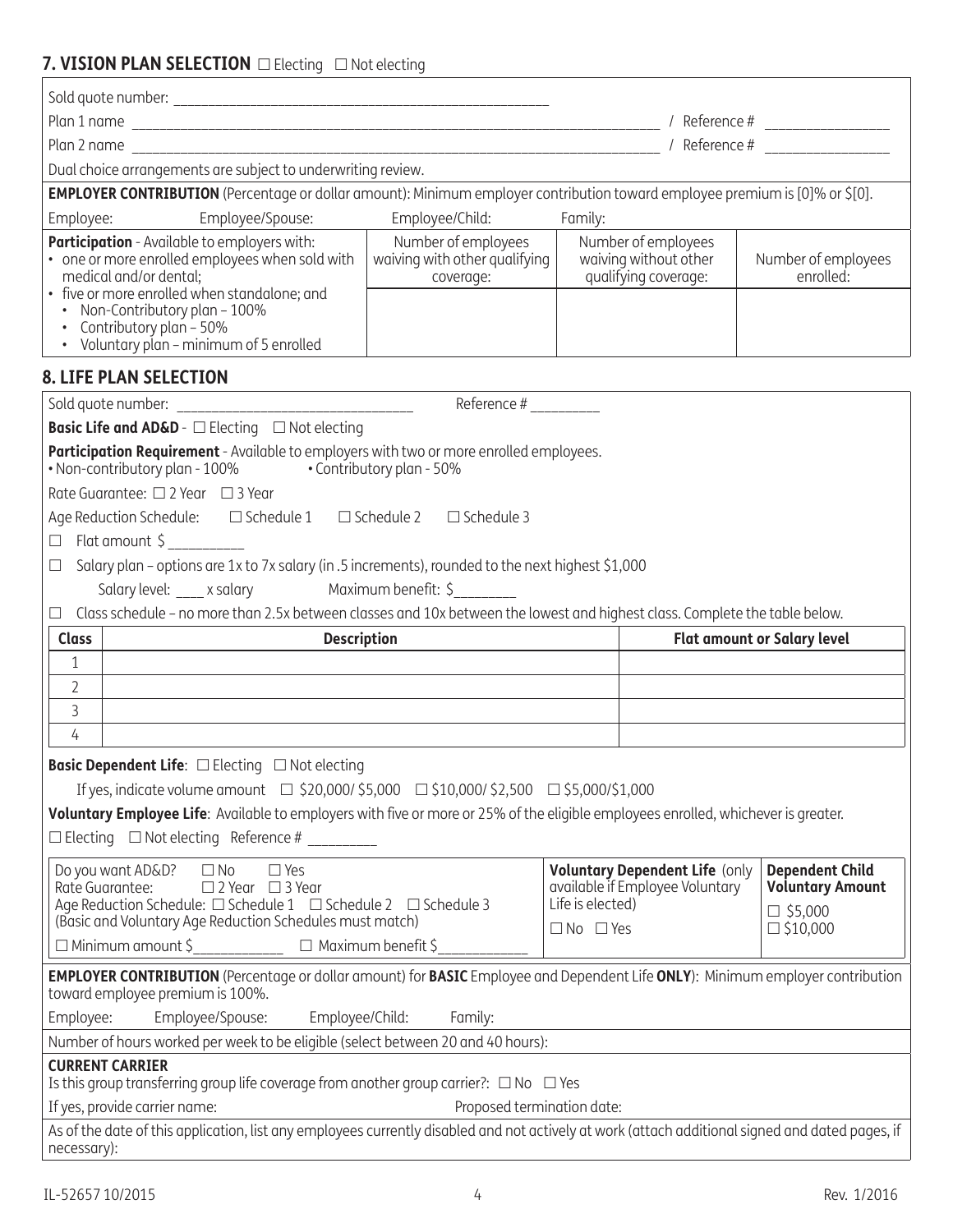## 7. VISION PLAN SELECTION ☐ Electing ☐ Not electing

Sold quote number: ______________________________________________

Plan 1 name ______________________________________________________________________ / Reference # ________________

Plan 2 name ______________________________________________________________________ / Reference # ________________

Dual choice arrangements are subject to underwriting review.

**EMPLOYER CONTRIBUTION** (Percentage or dollar amount): Minimum employer contribution toward employee premium is [0]% or $[0].

Employee: Employee/Spouse: Employee/Child: Family:

| **Participation** - Available to employers with:<br>• one or more enrolled employees when sold with medical and/or dental;<br>• five or more enrolled when standalone; and<br>  • Non-Contributory plan – 100%<br>  • Contributory plan – 50%<br>  • Voluntary plan – minimum of 5 enrolled | Number of employees waiving with other qualifying coverage: | Number of employees waiving without other qualifying coverage: | Number of employees enrolled: |
|---|---|---|---|
| | | | |

## 8. LIFE PLAN SELECTION

Sold quote number: ______________________________ Reference # ________

**Basic Life and AD&D** - ☐ Electing ☐ Not electing

**Participation Requirement** - Available to employers with two or more enrolled employees.
• Non-contributory plan - 100% • Contributory plan - 50%

Rate Guarantee: ☐ 2 Year ☐ 3 Year

Age Reduction Schedule: ☐ Schedule 1 ☐ Schedule 2 ☐ Schedule 3

☐ Flat amount $ __________

☐ Salary plan – options are 1x to 7x salary (in .5 increments), rounded to the next highest $1,000

Salary level: ____ x salary Maximum benefit: $________

☐ Class schedule – no more than 2.5x between classes and 10x between the lowest and highest class. Complete the table below.

| Class | Description | Flat amount or Salary level |
|---|---|---|
| 1 | | |
| 2 | | |
| 3 | | |
| 4 | | |

**Basic Dependent Life**: ☐ Electing ☐ Not electing

If yes, indicate volume amount ☐ $20,000/ $5,000 ☐ $10,000/ $2,500 ☐ $5,000/$1,000

**Voluntary Employee Life**: Available to employers with five or more or 25% of the eligible employees enrolled, whichever is greater.

☐ Electing ☐ Not electing Reference # ________

| Do you want AD&D? ☐ No ☐ Yes<br>Rate Guarantee: ☐ 2 Year ☐ 3 Year<br>Age Reduction Schedule: ☐ Schedule 1 ☐ Schedule 2 ☐ Schedule 3<br>(Basic and Voluntary Age Reduction Schedules must match)<br>☐ Minimum amount $___________ ☐ Maximum benefit $___________ | **Voluntary Dependent Life** (only available if Employee Voluntary Life is elected)<br>☐ No ☐ Yes | **Dependent Child Voluntary Amount**<br>☐ $5,000<br>☐ $10,000 |
|---|---|---|

**EMPLOYER CONTRIBUTION** (Percentage or dollar amount) for **BASIC** Employee and Dependent Life **ONLY**): Minimum employer contribution toward employee premium is 100%.

Employee: Employee/Spouse: Employee/Child: Family:

Number of hours worked per week to be eligible (select between 20 and 40 hours):

**CURRENT CARRIER**

Is this group transferring group life coverage from another group carrier?: ☐ No ☐ Yes

If yes, provide carrier name: Proposed termination date:

As of the date of this application, list any employees currently disabled and not actively at work (attach additional signed and dated pages, if necessary):

IL-52657 10/2015 Rev. 1/2016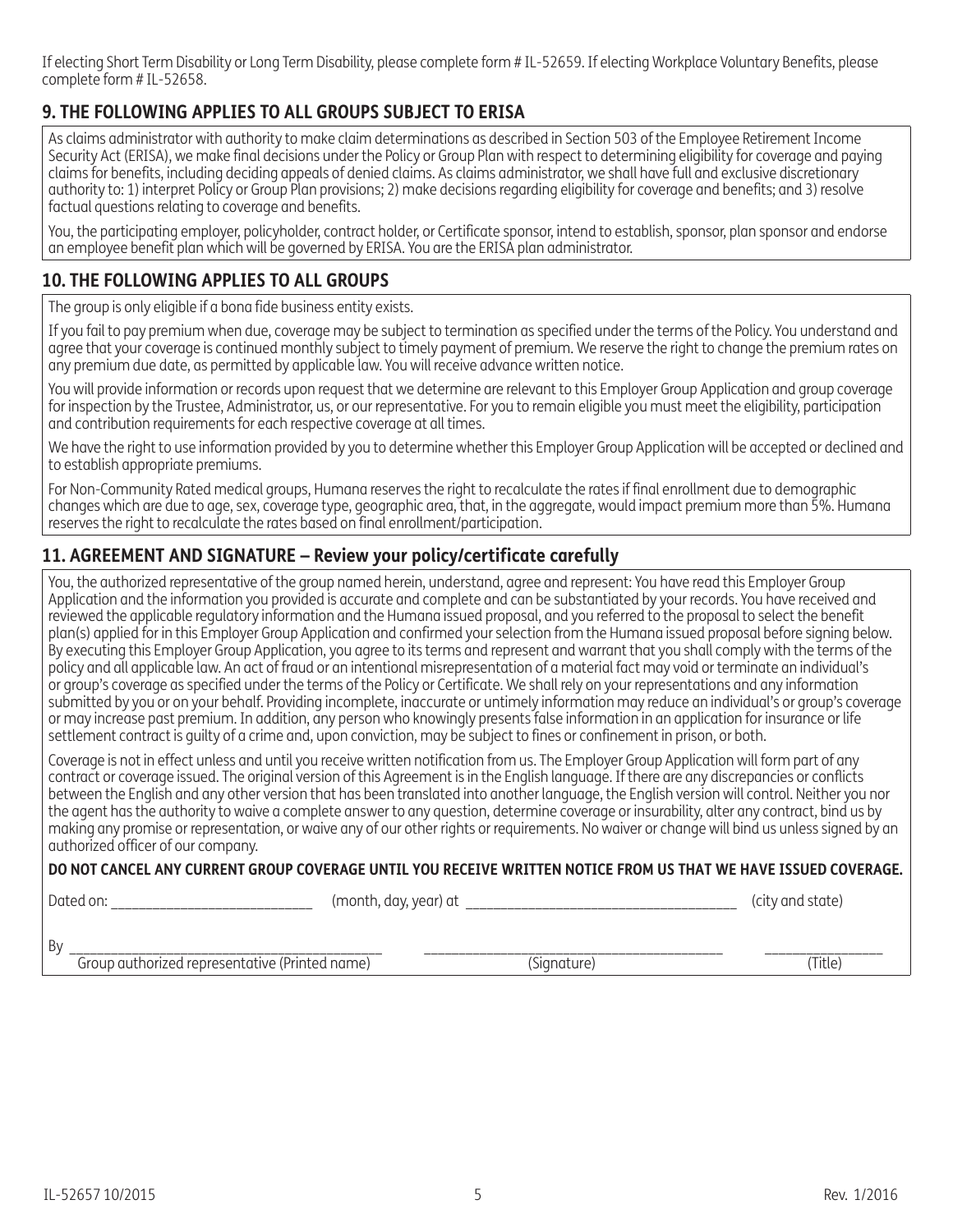If electing Short Term Disability or Long Term Disability, please complete form # IL-52659. If electing Workplace Voluntary Benefits, please complete form # IL-52658.

## 9. THE FOLLOWING APPLIES TO ALL GROUPS SUBJECT TO ERISA

As claims administrator with authority to make claim determinations as described in Section 503 of the Employee Retirement Income Security Act (ERISA), we make final decisions under the Policy or Group Plan with respect to determining eligibility for coverage and paying claims for benefits, including deciding appeals of denied claims. As claims administrator, we shall have full and exclusive discretionary authority to: 1) interpret Policy or Group Plan provisions; 2) make decisions regarding eligibility for coverage and benefits; and 3) resolve factual questions relating to coverage and benefits.

You, the participating employer, policyholder, contract holder, or Certificate sponsor, intend to establish, sponsor, plan sponsor and endorse an employee benefit plan which will be governed by ERISA. You are the ERISA plan administrator.

## 10. THE FOLLOWING APPLIES TO ALL GROUPS

The group is only eligible if a bona fide business entity exists.

If you fail to pay premium when due, coverage may be subject to termination as specified under the terms of the Policy. You understand and agree that your coverage is continued monthly subject to timely payment of premium. We reserve the right to change the premium rates on any premium due date, as permitted by applicable law. You will receive advance written notice.

You will provide information or records upon request that we determine are relevant to this Employer Group Application and group coverage for inspection by the Trustee, Administrator, us, or our representative. For you to remain eligible you must meet the eligibility, participation and contribution requirements for each respective coverage at all times.

We have the right to use information provided by you to determine whether this Employer Group Application will be accepted or declined and to establish appropriate premiums.

For Non-Community Rated medical groups, Humana reserves the right to recalculate the rates if final enrollment due to demographic changes which are due to age, sex, coverage type, geographic area, that, in the aggregate, would impact premium more than 5%. Humana reserves the right to recalculate the rates based on final enrollment/participation.

## 11. AGREEMENT AND SIGNATURE – Review your policy/certificate carefully

You, the authorized representative of the group named herein, understand, agree and represent: You have read this Employer Group Application and the information you provided is accurate and complete and can be substantiated by your records. You have received and reviewed the applicable regulatory information and the Humana issued proposal, and you referred to the proposal to select the benefit plan(s) applied for in this Employer Group Application and confirmed your selection from the Humana issued proposal before signing below. By executing this Employer Group Application, you agree to its terms and represent and warrant that you shall comply with the terms of the policy and all applicable law. An act of fraud or an intentional misrepresentation of a material fact may void or terminate an individual's or group's coverage as specified under the terms of the Policy or Certificate. We shall rely on your representations and any information submitted by you or on your behalf. Providing incomplete, inaccurate or untimely information may reduce an individual's or group's coverage or may increase past premium. In addition, any person who knowingly presents false information in an application for insurance or life settlement contract is guilty of a crime and, upon conviction, may be subject to fines or confinement in prison, or both.

Coverage is not in effect unless and until you receive written notification from us. The Employer Group Application will form part of any contract or coverage issued. The original version of this Agreement is in the English language. If there are any discrepancies or conflicts between the English and any other version that has been translated into another language, the English version will control. Neither you nor the agent has the authority to waive a complete answer to any question, determine coverage or insurability, alter any contract, bind us by making any promise or representation, or waive any of our other rights or requirements. No waiver or change will bind us unless signed by an authorized officer of our company.

**DO NOT CANCEL ANY CURRENT GROUP COVERAGE UNTIL YOU RECEIVE WRITTEN NOTICE FROM US THAT WE HAVE ISSUED COVERAGE.**

Dated on: ___________________________ (month, day, year) at ____________________________________ (city and state)

By ___________________________________________ ______________________________________ ________________

Group authorized representative (Printed name) (Signature) (Title)

IL-52657 10/2015 Rev. 1/2016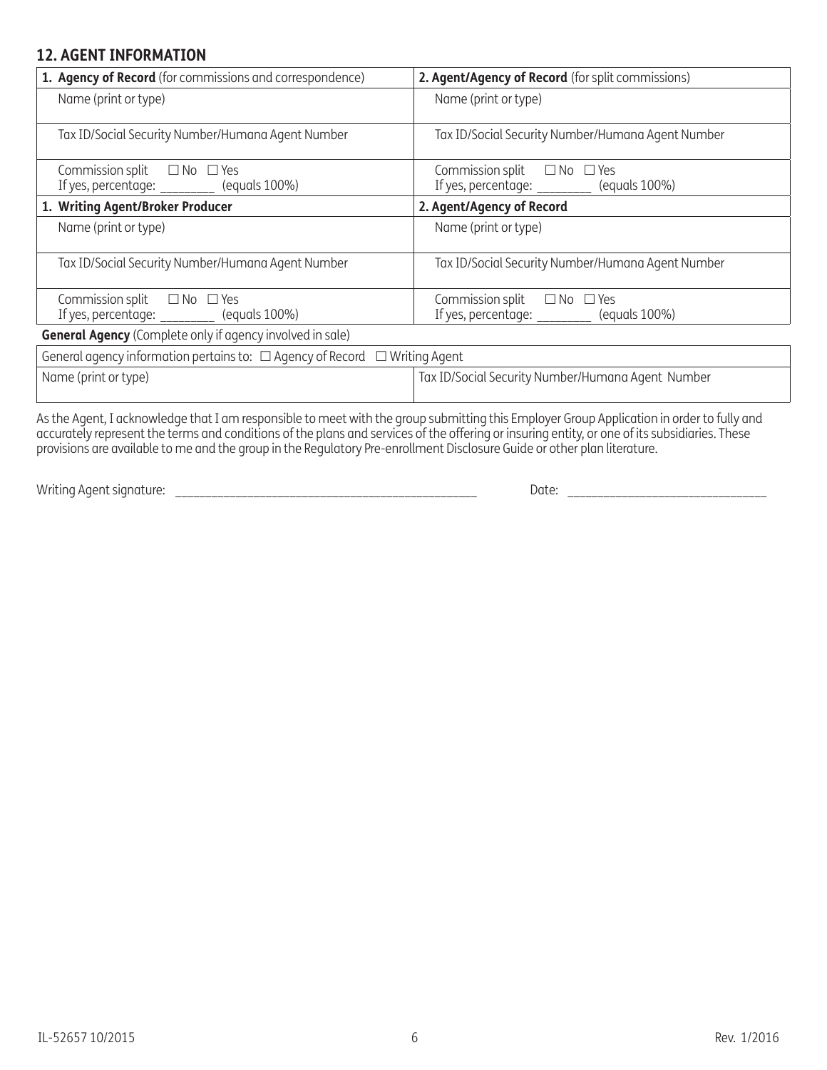## 12. AGENT INFORMATION

| | |
|---|---|
| **1. Agency of Record** (for commissions and correspondence) | **2. Agent/Agency of Record** (for split commissions) |
| Name (print or type) | Name (print or type) |
| Tax ID/Social Security Number/Humana Agent Number | Tax ID/Social Security Number/Humana Agent Number |
| Commission split ☐ No ☐ Yes<br>If yes, percentage: ________ (equals 100%) | Commission split ☐ No ☐ Yes<br>If yes, percentage: ________ (equals 100%) |
| **1. Writing Agent/Broker Producer** | **2. Agent/Agency of Record** |
| Name (print or type) | Name (print or type) |
| Tax ID/Social Security Number/Humana Agent Number | Tax ID/Social Security Number/Humana Agent Number |
| Commission split ☐ No ☐ Yes<br>If yes, percentage: ________ (equals 100%) | Commission split ☐ No ☐ Yes<br>If yes, percentage: ________ (equals 100%) |

**General Agency** (Complete only if agency involved in sale)

| | |
|---|---|
| General agency information pertains to: ☐ Agency of Record ☐ Writing Agent | |
| Name (print or type) | Tax ID/Social Security Number/Humana Agent Number |

As the Agent, I acknowledge that I am responsible to meet with the group submitting this Employer Group Application in order to fully and accurately represent the terms and conditions of the plans and services of the offering or insuring entity, or one of its subsidiaries. These provisions are available to me and the group in the Regulatory Pre-enrollment Disclosure Guide or other plan literature.

Writing Agent signature: _______________________________________________ Date: ______________________________

IL-52657 10/2015 Rev. 1/2016